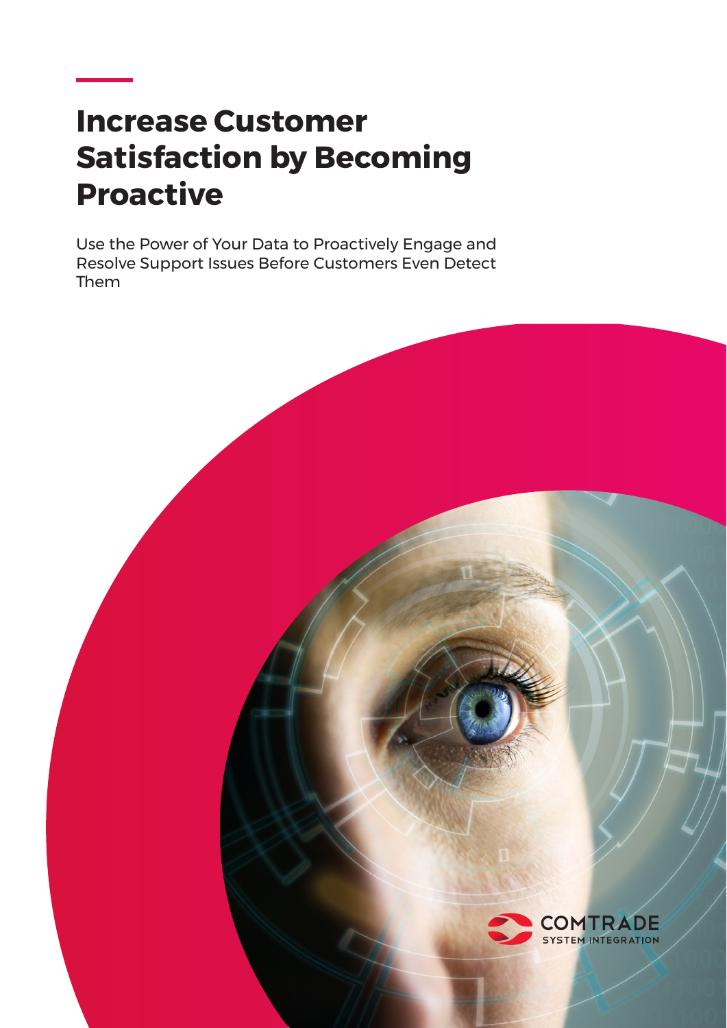# Increase Customer Satisfaction by Becoming Proactive

Use the Power of Your Data to Proactively Engage and Resolve Support Issues Before Customers Even Detect Them

COMTRADE
SYSTEM INTEGRATION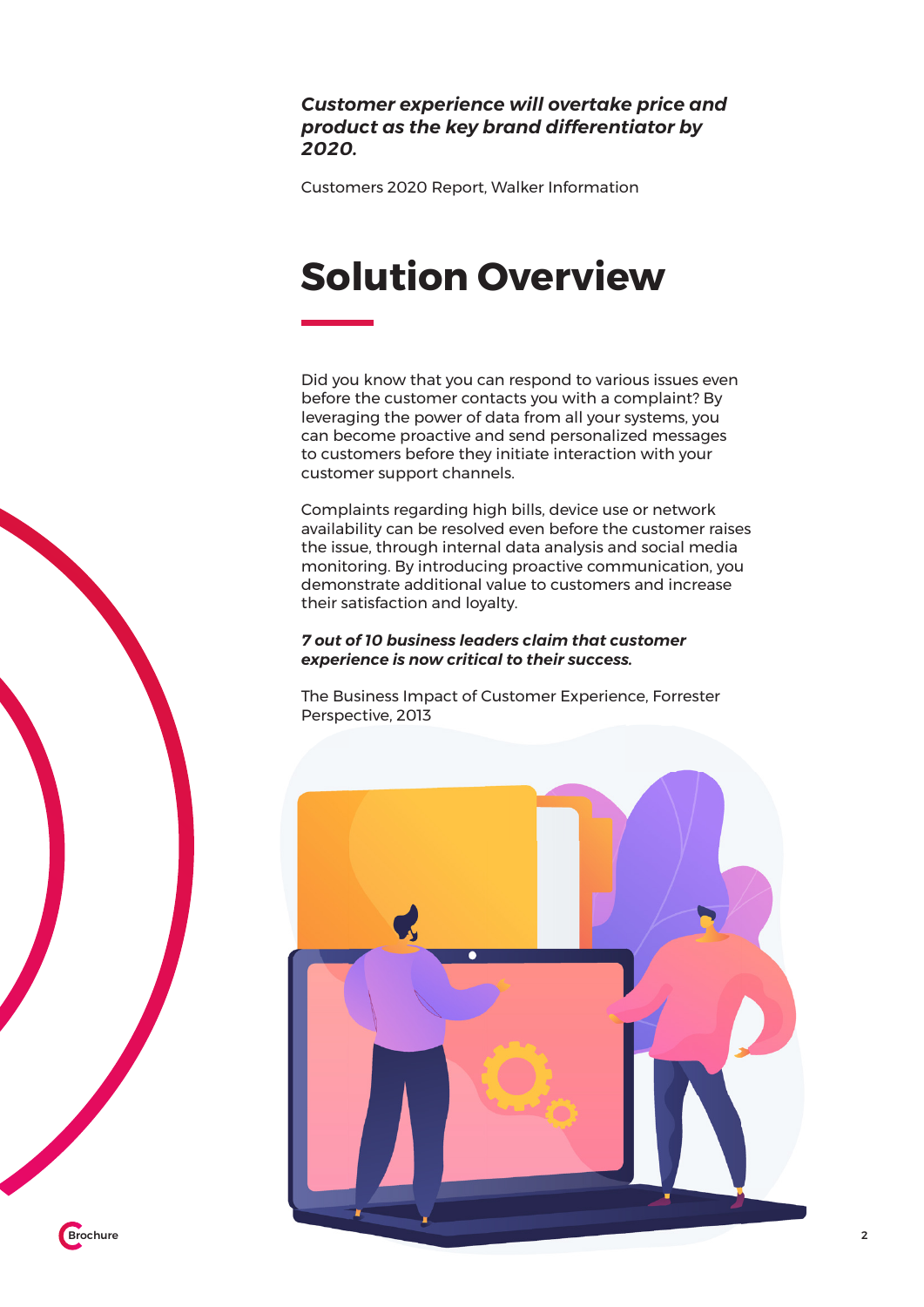***Customer experience will overtake price and product as the key brand differentiator by 2020.***

Customers 2020 Report, Walker Information

# Solution Overview

Did you know that you can respond to various issues even before the customer contacts you with a complaint? By leveraging the power of data from all your systems, you can become proactive and send personalized messages to customers before they initiate interaction with your customer support channels.

Complaints regarding high bills, device use or network availability can be resolved even before the customer raises the issue, through internal data analysis and social media monitoring. By introducing proactive communication, you demonstrate additional value to customers and increase their satisfaction and loyalty.

***7 out of 10 business leaders claim that customer experience is now critical to their success.***

The Business Impact of Customer Experience, Forrester Perspective, 2013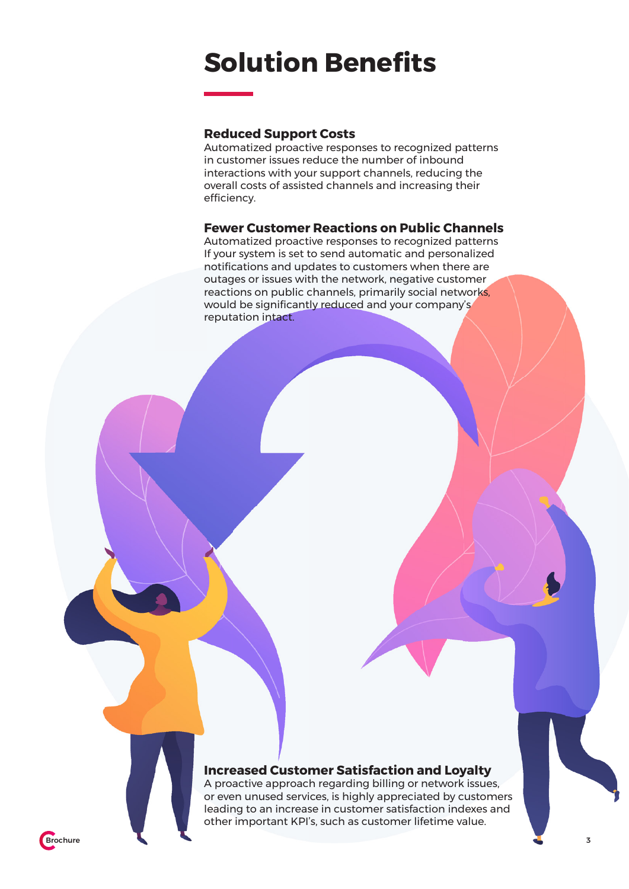# Solution Benefits

### Reduced Support Costs

Automatized proactive responses to recognized patterns in customer issues reduce the number of inbound interactions with your support channels, reducing the overall costs of assisted channels and increasing their efficiency.

### Fewer Customer Reactions on Public Channels

Automatized proactive responses to recognized patterns If your system is set to send automatic and personalized notifications and updates to customers when there are outages or issues with the network, negative customer reactions on public channels, primarily social networks, would be significantly reduced and your company's reputation intact.

### Increased Customer Satisfaction and Loyalty

A proactive approach regarding billing or network issues, or even unused services, is highly appreciated by customers leading to an increase in customer satisfaction indexes and other important KPI's, such as customer lifetime value.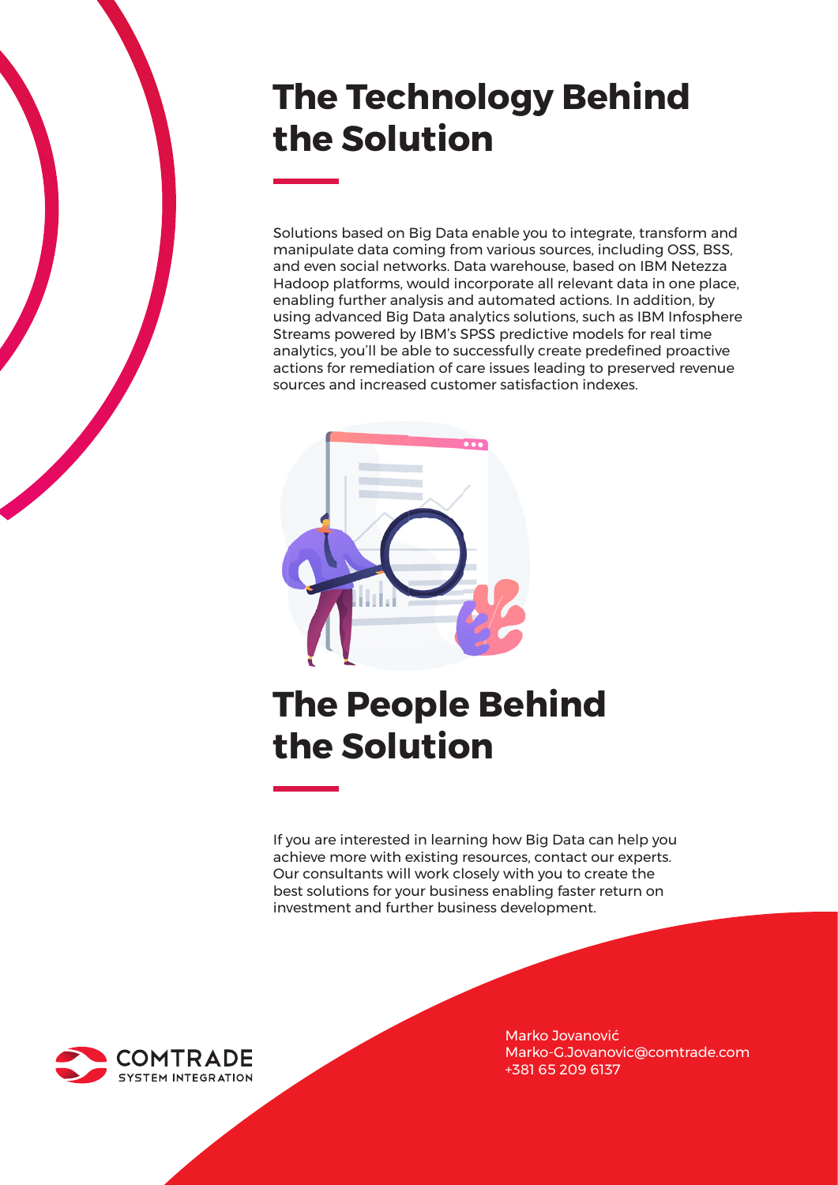# The Technology Behind the Solution

Solutions based on Big Data enable you to integrate, transform and manipulate data coming from various sources, including OSS, BSS, and even social networks. Data warehouse, based on IBM Netezza Hadoop platforms, would incorporate all relevant data in one place, enabling further analysis and automated actions. In addition, by using advanced Big Data analytics solutions, such as IBM Infosphere Streams powered by IBM's SPSS predictive models for real time analytics, you'll be able to successfully create predefined proactive actions for remediation of care issues leading to preserved revenue sources and increased customer satisfaction indexes.

# The People Behind the Solution

If you are interested in learning how Big Data can help you achieve more with existing resources, contact our experts. Our consultants will work closely with you to create the best solutions for your business enabling faster return on investment and further business development.

COMTRADE
SYSTEM INTEGRATION

Marko Jovanović
Marko-G.Jovanovic@comtrade.com
+381 65 209 6137